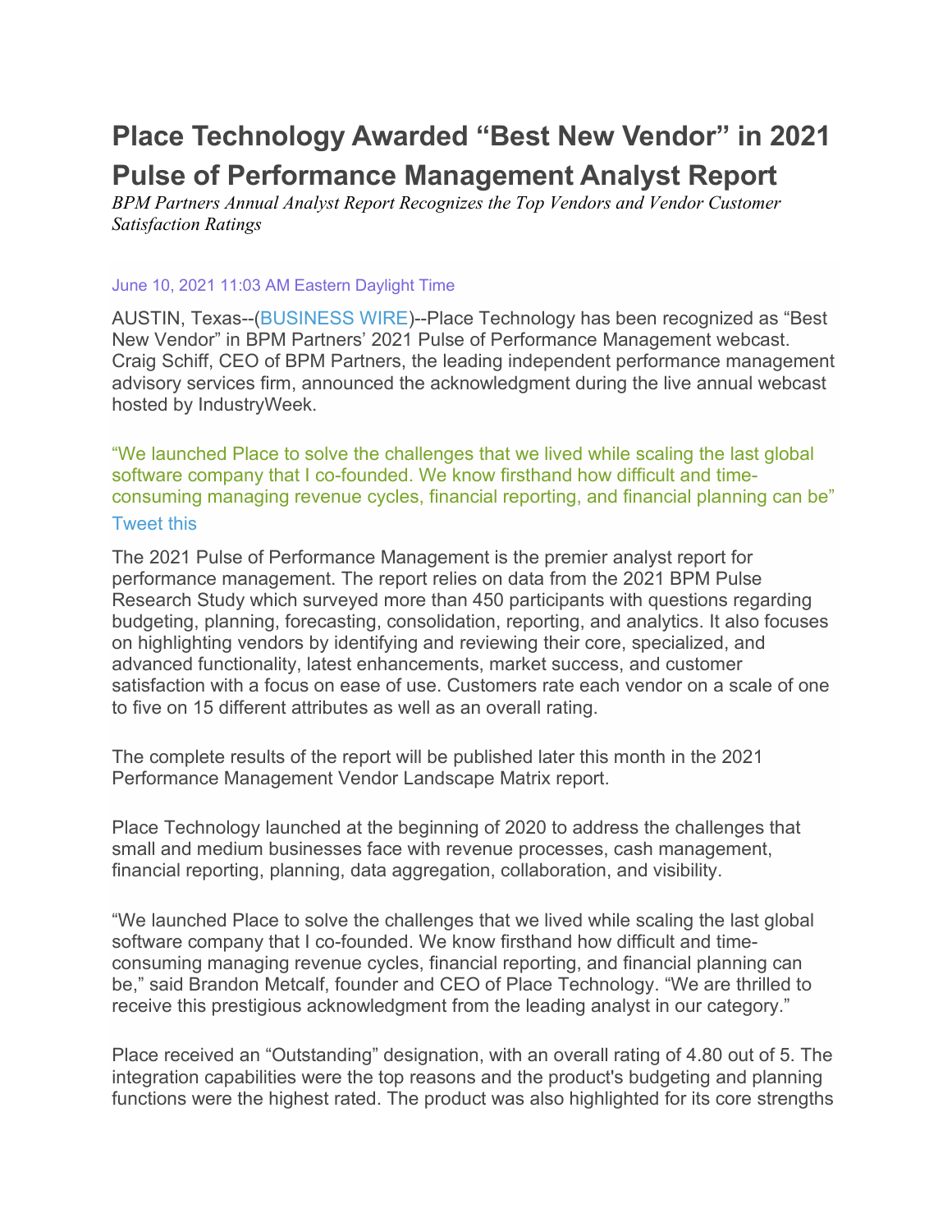# Place Technology Awarded "Best New Vendor" in 2021 Pulse of Performance Management Analyst Report

*BPM Partners Annual Analyst Report Recognizes the Top Vendors and Vendor Customer Satisfaction Ratings*

June 10, 2021 11:03 AM Eastern Daylight Time

AUSTIN, Texas--(BUSINESS WIRE)--Place Technology has been recognized as "Best New Vendor" in BPM Partners' 2021 Pulse of Performance Management webcast. Craig Schiff, CEO of BPM Partners, the leading independent performance management advisory services firm, announced the acknowledgment during the live annual webcast hosted by IndustryWeek.

"We launched Place to solve the challenges that we lived while scaling the last global software company that I co-founded. We know firsthand how difficult and time-consuming managing revenue cycles, financial reporting, and financial planning can be"

Tweet this

The 2021 Pulse of Performance Management is the premier analyst report for performance management. The report relies on data from the 2021 BPM Pulse Research Study which surveyed more than 450 participants with questions regarding budgeting, planning, forecasting, consolidation, reporting, and analytics. It also focuses on highlighting vendors by identifying and reviewing their core, specialized, and advanced functionality, latest enhancements, market success, and customer satisfaction with a focus on ease of use. Customers rate each vendor on a scale of one to five on 15 different attributes as well as an overall rating.

The complete results of the report will be published later this month in the 2021 Performance Management Vendor Landscape Matrix report.

Place Technology launched at the beginning of 2020 to address the challenges that small and medium businesses face with revenue processes, cash management, financial reporting, planning, data aggregation, collaboration, and visibility.

"We launched Place to solve the challenges that we lived while scaling the last global software company that I co-founded. We know firsthand how difficult and time-consuming managing revenue cycles, financial reporting, and financial planning can be," said Brandon Metcalf, founder and CEO of Place Technology. "We are thrilled to receive this prestigious acknowledgment from the leading analyst in our category."

Place received an "Outstanding" designation, with an overall rating of 4.80 out of 5. The integration capabilities were the top reasons and the product's budgeting and planning functions were the highest rated. The product was also highlighted for its core strengths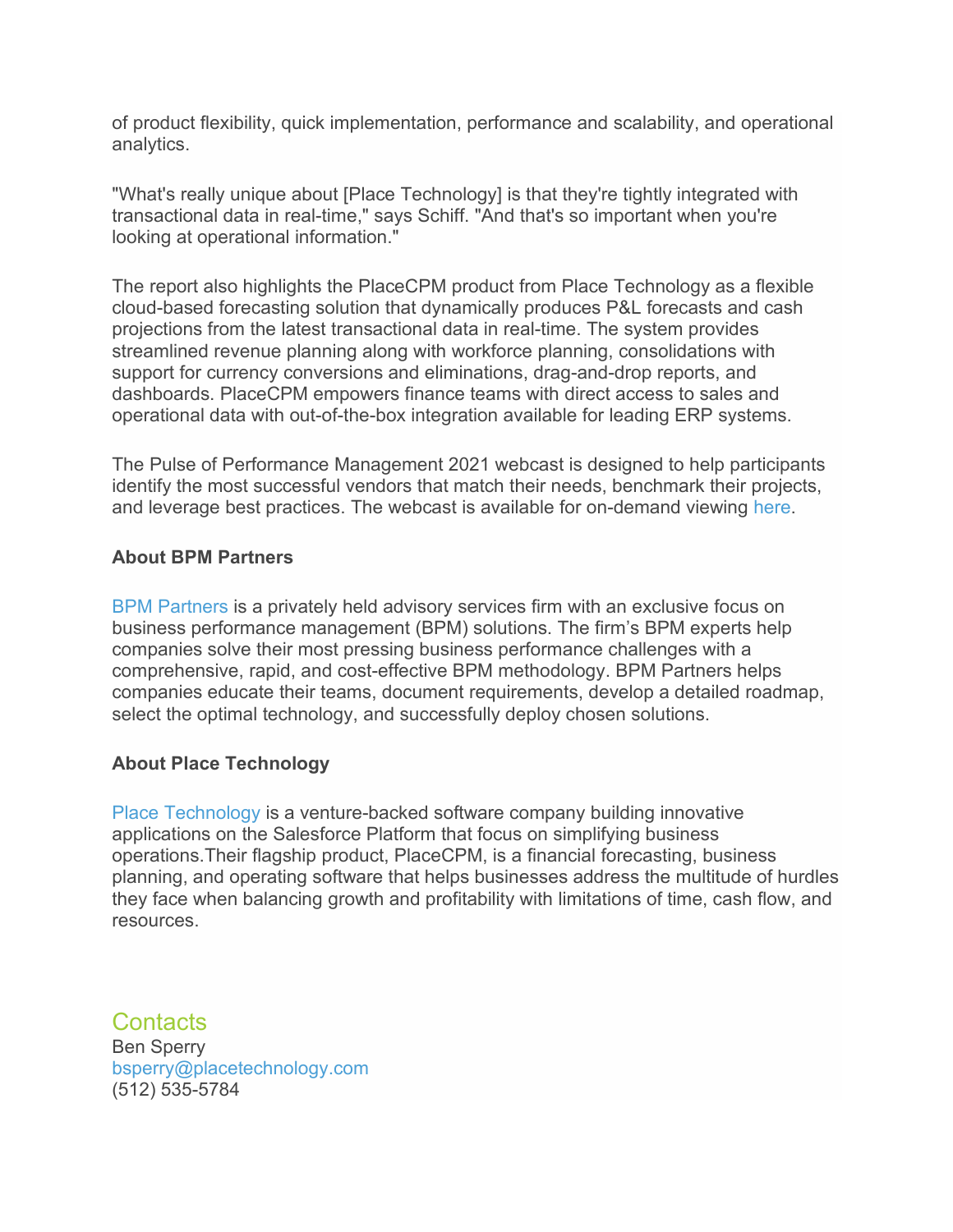of product flexibility, quick implementation, performance and scalability, and operational analytics.

"What's really unique about [Place Technology] is that they're tightly integrated with transactional data in real-time," says Schiff. "And that's so important when you're looking at operational information."

The report also highlights the PlaceCPM product from Place Technology as a flexible cloud-based forecasting solution that dynamically produces P&L forecasts and cash projections from the latest transactional data in real-time. The system provides streamlined revenue planning along with workforce planning, consolidations with support for currency conversions and eliminations, drag-and-drop reports, and dashboards. PlaceCPM empowers finance teams with direct access to sales and operational data with out-of-the-box integration available for leading ERP systems.

The Pulse of Performance Management 2021 webcast is designed to help participants identify the most successful vendors that match their needs, benchmark their projects, and leverage best practices. The webcast is available for on-demand viewing here.

**About BPM Partners**

BPM Partners is a privately held advisory services firm with an exclusive focus on business performance management (BPM) solutions. The firm's BPM experts help companies solve their most pressing business performance challenges with a comprehensive, rapid, and cost-effective BPM methodology. BPM Partners helps companies educate their teams, document requirements, develop a detailed roadmap, select the optimal technology, and successfully deploy chosen solutions.

**About Place Technology**

Place Technology is a venture-backed software company building innovative applications on the Salesforce Platform that focus on simplifying business operations.Their flagship product, PlaceCPM, is a financial forecasting, business planning, and operating software that helps businesses address the multitude of hurdles they face when balancing growth and profitability with limitations of time, cash flow, and resources.

## Contacts

Ben Sperry
bsperry@placetechnology.com
(512) 535-5784